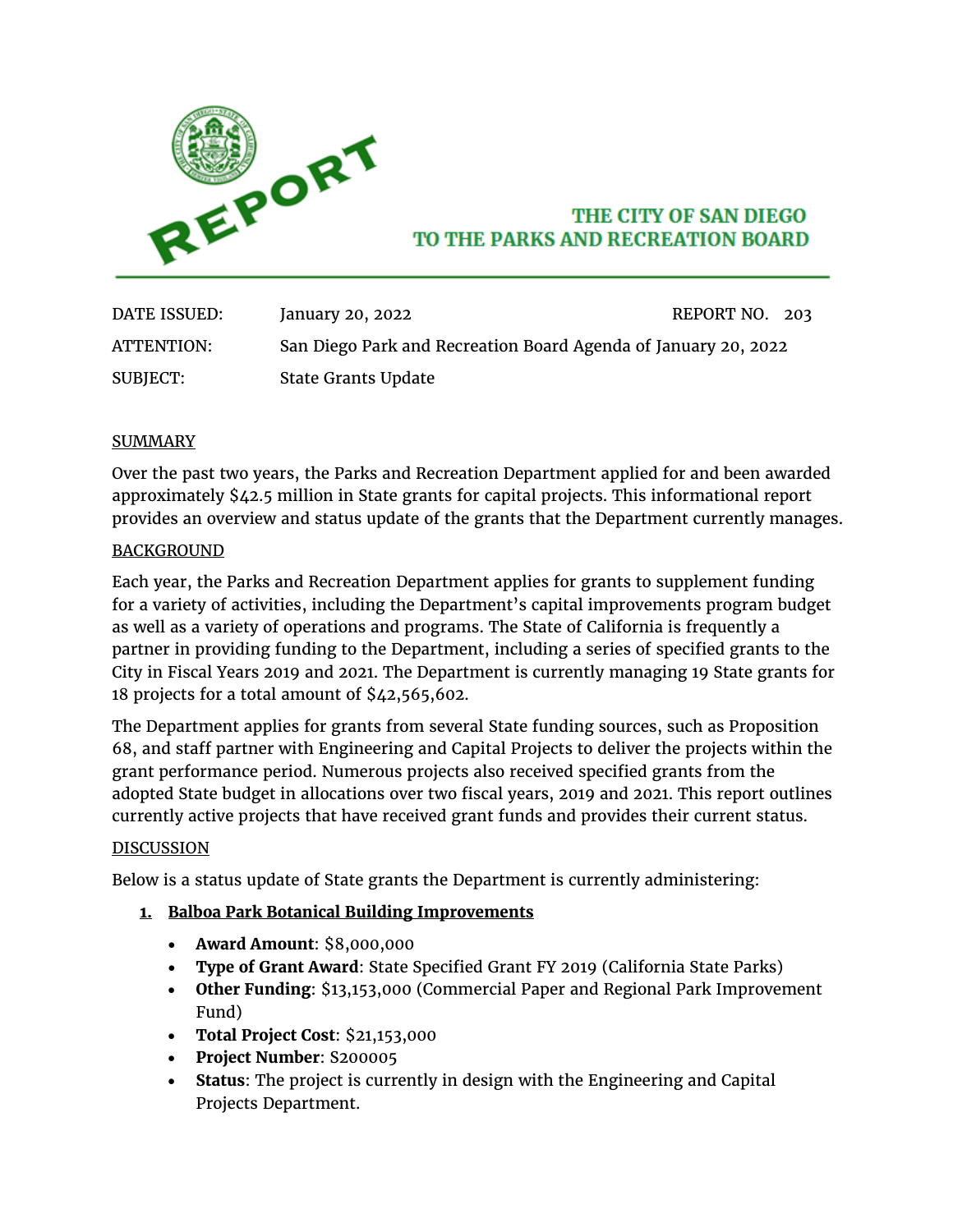# REPORT

## THE CITY OF SAN DIEGO
## TO THE PARKS AND RECREATION BOARD

| | | |
|---|---|---|
| DATE ISSUED: | January 20, 2022 | REPORT NO. 203 |
| ATTENTION: | San Diego Park and Recreation Board Agenda of January 20, 2022 | |
| SUBJECT: | State Grants Update | |

### SUMMARY

Over the past two years, the Parks and Recreation Department applied for and been awarded approximately $42.5 million in State grants for capital projects. This informational report provides an overview and status update of the grants that the Department currently manages.

### BACKGROUND

Each year, the Parks and Recreation Department applies for grants to supplement funding for a variety of activities, including the Department's capital improvements program budget as well as a variety of operations and programs. The State of California is frequently a partner in providing funding to the Department, including a series of specified grants to the City in Fiscal Years 2019 and 2021. The Department is currently managing 19 State grants for 18 projects for a total amount of $42,565,602.

The Department applies for grants from several State funding sources, such as Proposition 68, and staff partner with Engineering and Capital Projects to deliver the projects within the grant performance period. Numerous projects also received specified grants from the adopted State budget in allocations over two fiscal years, 2019 and 2021. This report outlines currently active projects that have received grant funds and provides their current status.

### DISCUSSION

Below is a status update of State grants the Department is currently administering:

1. **Balboa Park Botanical Building Improvements**
   - **Award Amount**: $8,000,000
   - **Type of Grant Award**: State Specified Grant FY 2019 (California State Parks)
   - **Other Funding**: $13,153,000 (Commercial Paper and Regional Park Improvement Fund)
   - **Total Project Cost**: $21,153,000
   - **Project Number**: S200005
   - **Status**: The project is currently in design with the Engineering and Capital Projects Department.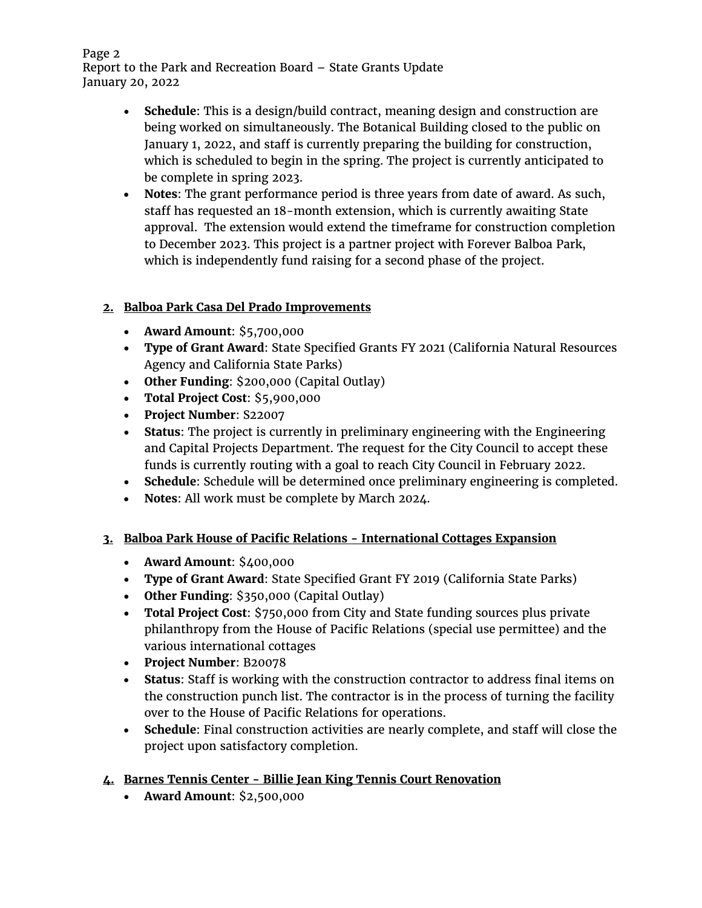- **Schedule**: This is a design/build contract, meaning design and construction are being worked on simultaneously. The Botanical Building closed to the public on January 1, 2022, and staff is currently preparing the building for construction, which is scheduled to begin in the spring. The project is currently anticipated to be complete in spring 2023.
- **Notes**: The grant performance period is three years from date of award. As such, staff has requested an 18-month extension, which is currently awaiting State approval. The extension would extend the timeframe for construction completion to December 2023. This project is a partner project with Forever Balboa Park, which is independently fund raising for a second phase of the project.

**2. Balboa Park Casa Del Prado Improvements**

- **Award Amount**: $5,700,000
- **Type of Grant Award**: State Specified Grants FY 2021 (California Natural Resources Agency and California State Parks)
- **Other Funding**: $200,000 (Capital Outlay)
- **Total Project Cost**: $5,900,000
- **Project Number**: S22007
- **Status**: The project is currently in preliminary engineering with the Engineering and Capital Projects Department. The request for the City Council to accept these funds is currently routing with a goal to reach City Council in February 2022.
- **Schedule**: Schedule will be determined once preliminary engineering is completed.
- **Notes**: All work must be complete by March 2024.

**3. Balboa Park House of Pacific Relations - International Cottages Expansion**

- **Award Amount**: $400,000
- **Type of Grant Award**: State Specified Grant FY 2019 (California State Parks)
- **Other Funding**: $350,000 (Capital Outlay)
- **Total Project Cost**: $750,000 from City and State funding sources plus private philanthropy from the House of Pacific Relations (special use permittee) and the various international cottages
- **Project Number**: B20078
- **Status**: Staff is working with the construction contractor to address final items on the construction punch list. The contractor is in the process of turning the facility over to the House of Pacific Relations for operations.
- **Schedule**: Final construction activities are nearly complete, and staff will close the project upon satisfactory completion.

**4. Barnes Tennis Center - Billie Jean King Tennis Court Renovation**

- **Award Amount**: $2,500,000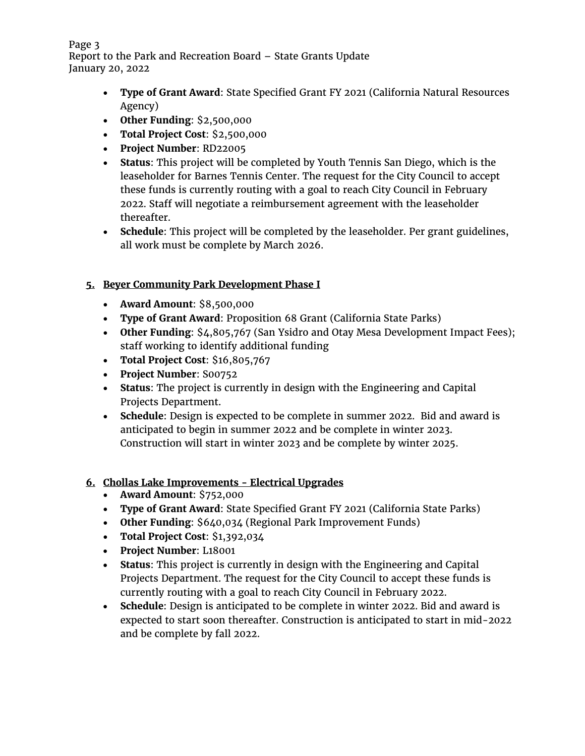- **Type of Grant Award**: State Specified Grant FY 2021 (California Natural Resources Agency)
- **Other Funding**: $2,500,000
- **Total Project Cost**: $2,500,000
- **Project Number**: RD22005
- **Status**: This project will be completed by Youth Tennis San Diego, which is the leaseholder for Barnes Tennis Center. The request for the City Council to accept these funds is currently routing with a goal to reach City Council in February 2022. Staff will negotiate a reimbursement agreement with the leaseholder thereafter.
- **Schedule**: This project will be completed by the leaseholder. Per grant guidelines, all work must be complete by March 2026.

5. **Beyer Community Park Development Phase I**

- **Award Amount**: $8,500,000
- **Type of Grant Award**: Proposition 68 Grant (California State Parks)
- **Other Funding**: $4,805,767 (San Ysidro and Otay Mesa Development Impact Fees); staff working to identify additional funding
- **Total Project Cost**: $16,805,767
- **Project Number**: S00752
- **Status**: The project is currently in design with the Engineering and Capital Projects Department.
- **Schedule**: Design is expected to be complete in summer 2022. Bid and award is anticipated to begin in summer 2022 and be complete in winter 2023. Construction will start in winter 2023 and be complete by winter 2025.

6. **Chollas Lake Improvements - Electrical Upgrades**

- **Award Amount**: $752,000
- **Type of Grant Award**: State Specified Grant FY 2021 (California State Parks)
- **Other Funding**: $640,034 (Regional Park Improvement Funds)
- **Total Project Cost**: $1,392,034
- **Project Number**: L18001
- **Status**: This project is currently in design with the Engineering and Capital Projects Department. The request for the City Council to accept these funds is currently routing with a goal to reach City Council in February 2022.
- **Schedule**: Design is anticipated to be complete in winter 2022. Bid and award is expected to start soon thereafter. Construction is anticipated to start in mid-2022 and be complete by fall 2022.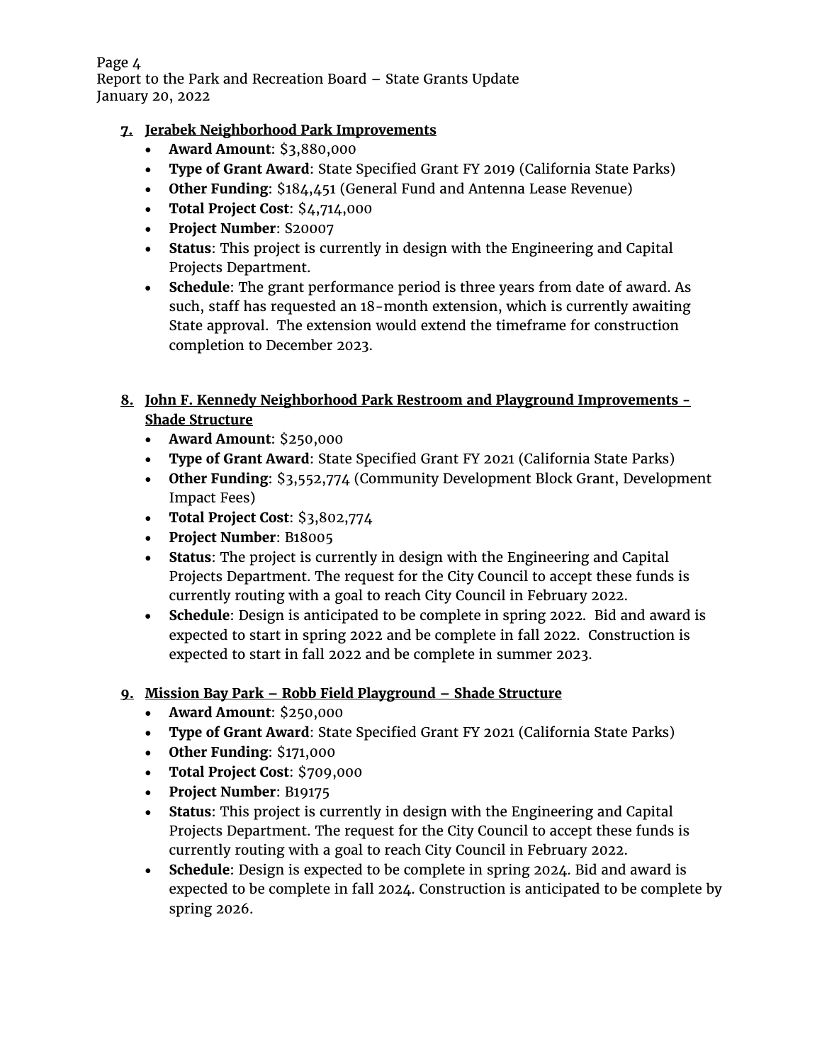7. **Jerabek Neighborhood Park Improvements**
   - **Award Amount**: $3,880,000
   - **Type of Grant Award**: State Specified Grant FY 2019 (California State Parks)
   - **Other Funding**: $184,451 (General Fund and Antenna Lease Revenue)
   - **Total Project Cost**: $4,714,000
   - **Project Number**: S20007
   - **Status**: This project is currently in design with the Engineering and Capital Projects Department.
   - **Schedule**: The grant performance period is three years from date of award. As such, staff has requested an 18-month extension, which is currently awaiting State approval. The extension would extend the timeframe for construction completion to December 2023.

8. **John F. Kennedy Neighborhood Park Restroom and Playground Improvements - Shade Structure**
   - **Award Amount**: $250,000
   - **Type of Grant Award**: State Specified Grant FY 2021 (California State Parks)
   - **Other Funding**: $3,552,774 (Community Development Block Grant, Development Impact Fees)
   - **Total Project Cost**: $3,802,774
   - **Project Number**: B18005
   - **Status**: The project is currently in design with the Engineering and Capital Projects Department. The request for the City Council to accept these funds is currently routing with a goal to reach City Council in February 2022.
   - **Schedule**: Design is anticipated to be complete in spring 2022. Bid and award is expected to start in spring 2022 and be complete in fall 2022. Construction is expected to start in fall 2022 and be complete in summer 2023.

9. **Mission Bay Park – Robb Field Playground – Shade Structure**
   - **Award Amount**: $250,000
   - **Type of Grant Award**: State Specified Grant FY 2021 (California State Parks)
   - **Other Funding**: $171,000
   - **Total Project Cost**: $709,000
   - **Project Number**: B19175
   - **Status**: This project is currently in design with the Engineering and Capital Projects Department. The request for the City Council to accept these funds is currently routing with a goal to reach City Council in February 2022.
   - **Schedule**: Design is expected to be complete in spring 2024. Bid and award is expected to be complete in fall 2024. Construction is anticipated to be complete by spring 2026.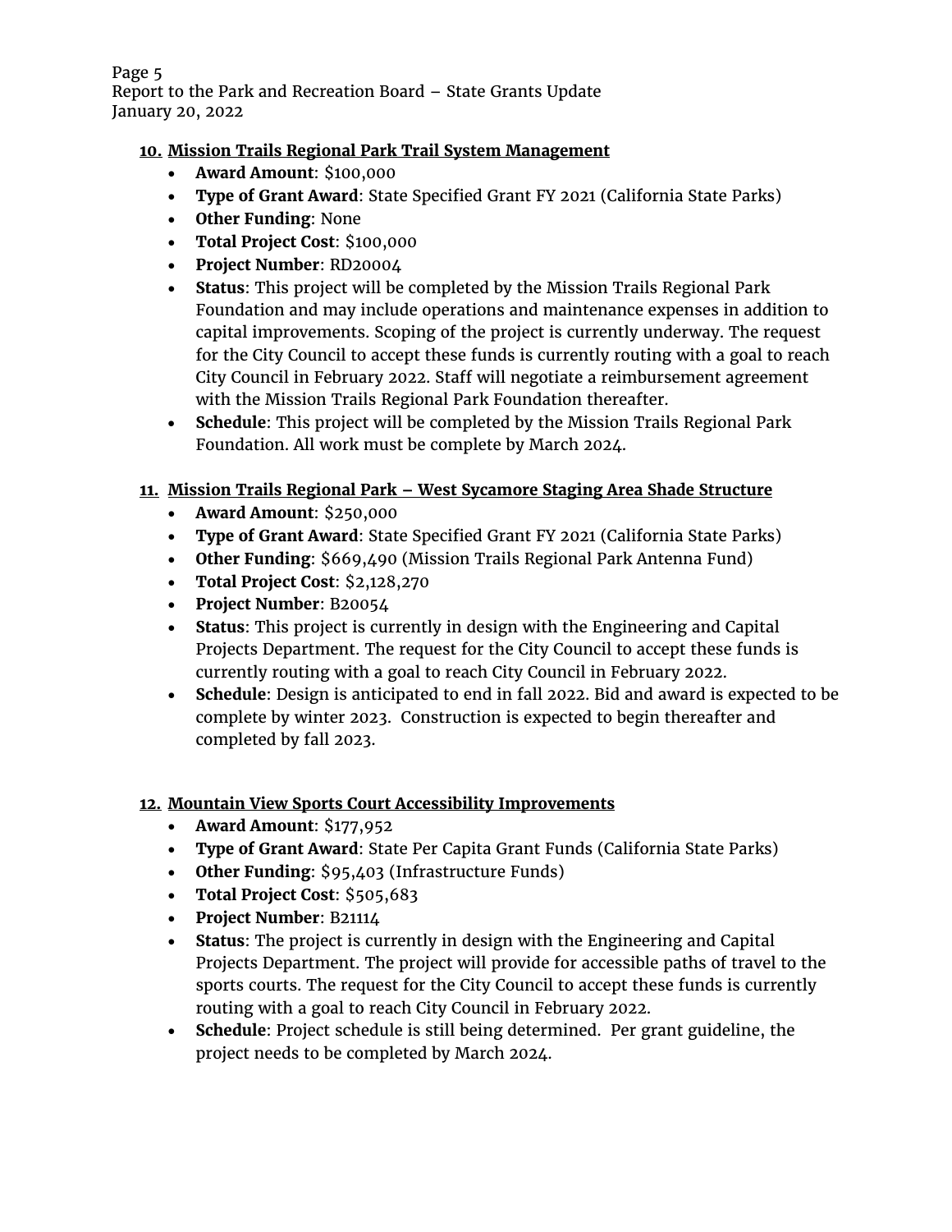10. **Mission Trails Regional Park Trail System Management**
    - **Award Amount**: $100,000
    - **Type of Grant Award**: State Specified Grant FY 2021 (California State Parks)
    - **Other Funding**: None
    - **Total Project Cost**: $100,000
    - **Project Number**: RD20004
    - **Status**: This project will be completed by the Mission Trails Regional Park Foundation and may include operations and maintenance expenses in addition to capital improvements. Scoping of the project is currently underway. The request for the City Council to accept these funds is currently routing with a goal to reach City Council in February 2022. Staff will negotiate a reimbursement agreement with the Mission Trails Regional Park Foundation thereafter.
    - **Schedule**: This project will be completed by the Mission Trails Regional Park Foundation. All work must be complete by March 2024.

11. **Mission Trails Regional Park – West Sycamore Staging Area Shade Structure**
    - **Award Amount**: $250,000
    - **Type of Grant Award**: State Specified Grant FY 2021 (California State Parks)
    - **Other Funding**: $669,490 (Mission Trails Regional Park Antenna Fund)
    - **Total Project Cost**: $2,128,270
    - **Project Number**: B20054
    - **Status**: This project is currently in design with the Engineering and Capital Projects Department. The request for the City Council to accept these funds is currently routing with a goal to reach City Council in February 2022.
    - **Schedule**: Design is anticipated to end in fall 2022. Bid and award is expected to be complete by winter 2023. Construction is expected to begin thereafter and completed by fall 2023.

12. **Mountain View Sports Court Accessibility Improvements**
    - **Award Amount**: $177,952
    - **Type of Grant Award**: State Per Capita Grant Funds (California State Parks)
    - **Other Funding**: $95,403 (Infrastructure Funds)
    - **Total Project Cost**: $505,683
    - **Project Number**: B21114
    - **Status**: The project is currently in design with the Engineering and Capital Projects Department. The project will provide for accessible paths of travel to the sports courts. The request for the City Council to accept these funds is currently routing with a goal to reach City Council in February 2022.
    - **Schedule**: Project schedule is still being determined. Per grant guideline, the project needs to be completed by March 2024.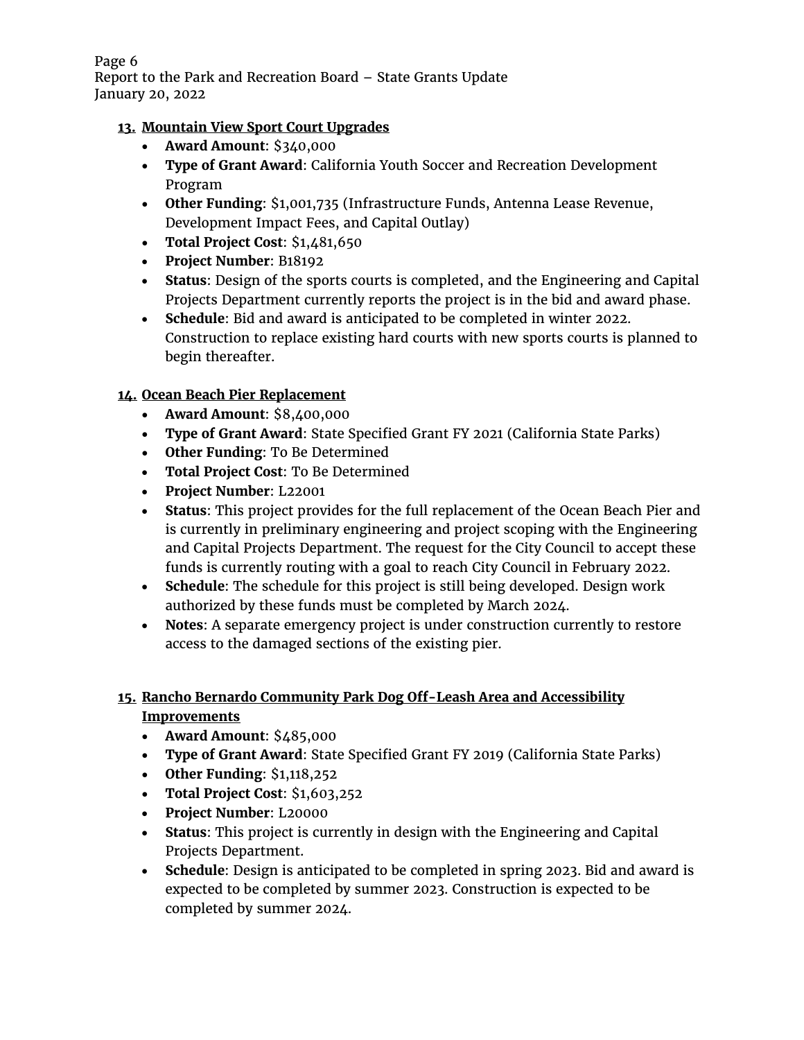13. **Mountain View Sport Court Upgrades**
    - **Award Amount**: $340,000
    - **Type of Grant Award**: California Youth Soccer and Recreation Development Program
    - **Other Funding**: $1,001,735 (Infrastructure Funds, Antenna Lease Revenue, Development Impact Fees, and Capital Outlay)
    - **Total Project Cost**: $1,481,650
    - **Project Number**: B18192
    - **Status**: Design of the sports courts is completed, and the Engineering and Capital Projects Department currently reports the project is in the bid and award phase.
    - **Schedule**: Bid and award is anticipated to be completed in winter 2022. Construction to replace existing hard courts with new sports courts is planned to begin thereafter.

14. **Ocean Beach Pier Replacement**
    - **Award Amount**: $8,400,000
    - **Type of Grant Award**: State Specified Grant FY 2021 (California State Parks)
    - **Other Funding**: To Be Determined
    - **Total Project Cost**: To Be Determined
    - **Project Number**: L22001
    - **Status**: This project provides for the full replacement of the Ocean Beach Pier and is currently in preliminary engineering and project scoping with the Engineering and Capital Projects Department. The request for the City Council to accept these funds is currently routing with a goal to reach City Council in February 2022.
    - **Schedule**: The schedule for this project is still being developed. Design work authorized by these funds must be completed by March 2024.
    - **Notes**: A separate emergency project is under construction currently to restore access to the damaged sections of the existing pier.

15. **Rancho Bernardo Community Park Dog Off-Leash Area and Accessibility Improvements**
    - **Award Amount**: $485,000
    - **Type of Grant Award**: State Specified Grant FY 2019 (California State Parks)
    - **Other Funding**: $1,118,252
    - **Total Project Cost**: $1,603,252
    - **Project Number**: L20000
    - **Status**: This project is currently in design with the Engineering and Capital Projects Department.
    - **Schedule**: Design is anticipated to be completed in spring 2023. Bid and award is expected to be completed by summer 2023. Construction is expected to be completed by summer 2024.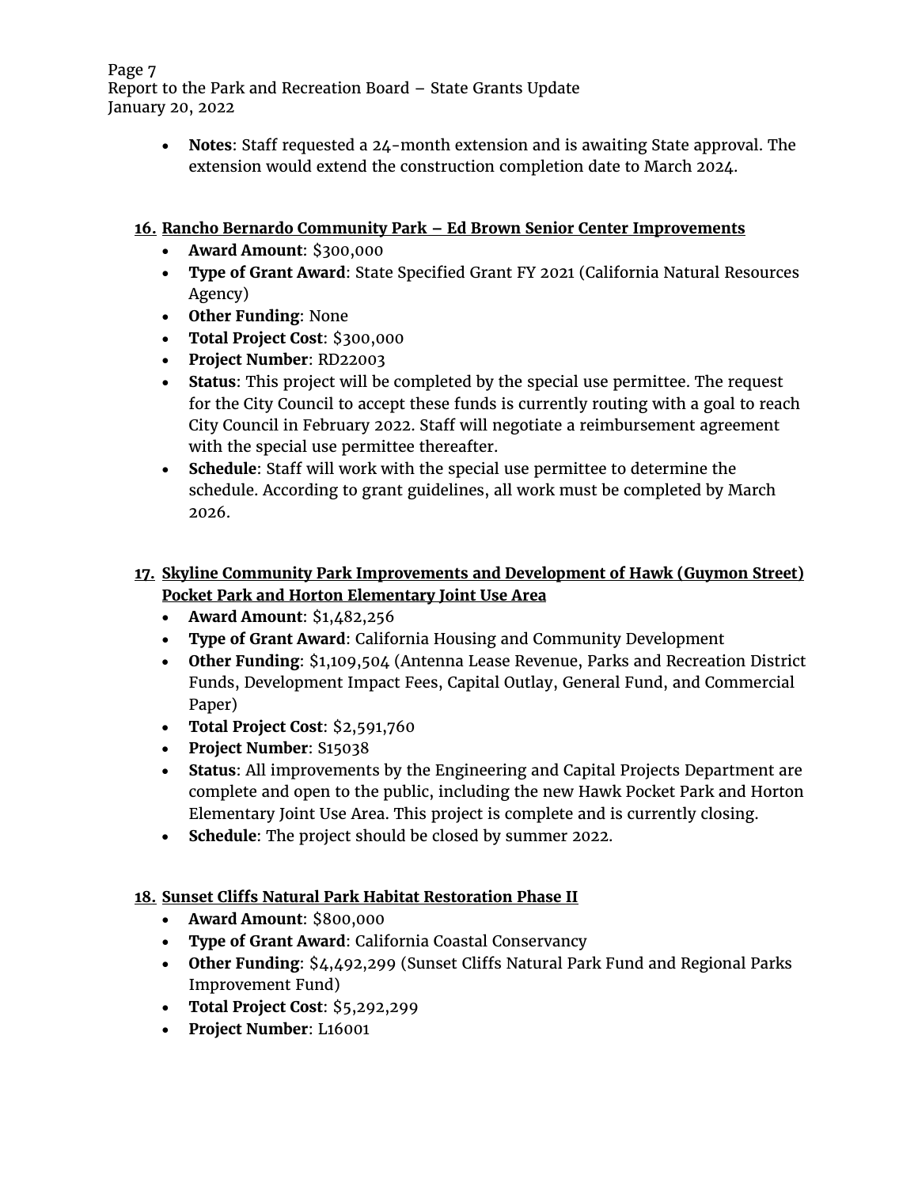- **Notes**: Staff requested a 24-month extension and is awaiting State approval. The extension would extend the construction completion date to March 2024.

**16. Rancho Bernardo Community Park – Ed Brown Senior Center Improvements**

- **Award Amount**: $300,000
- **Type of Grant Award**: State Specified Grant FY 2021 (California Natural Resources Agency)
- **Other Funding**: None
- **Total Project Cost**: $300,000
- **Project Number**: RD22003
- **Status**: This project will be completed by the special use permittee. The request for the City Council to accept these funds is currently routing with a goal to reach City Council in February 2022. Staff will negotiate a reimbursement agreement with the special use permittee thereafter.
- **Schedule**: Staff will work with the special use permittee to determine the schedule. According to grant guidelines, all work must be completed by March 2026.

**17. Skyline Community Park Improvements and Development of Hawk (Guymon Street) Pocket Park and Horton Elementary Joint Use Area**

- **Award Amount**: $1,482,256
- **Type of Grant Award**: California Housing and Community Development
- **Other Funding**: $1,109,504 (Antenna Lease Revenue, Parks and Recreation District Funds, Development Impact Fees, Capital Outlay, General Fund, and Commercial Paper)
- **Total Project Cost**: $2,591,760
- **Project Number**: S15038
- **Status**: All improvements by the Engineering and Capital Projects Department are complete and open to the public, including the new Hawk Pocket Park and Horton Elementary Joint Use Area. This project is complete and is currently closing.
- **Schedule**: The project should be closed by summer 2022.

**18. Sunset Cliffs Natural Park Habitat Restoration Phase II**

- **Award Amount**: $800,000
- **Type of Grant Award**: California Coastal Conservancy
- **Other Funding**: $4,492,299 (Sunset Cliffs Natural Park Fund and Regional Parks Improvement Fund)
- **Total Project Cost**: $5,292,299
- **Project Number**: L16001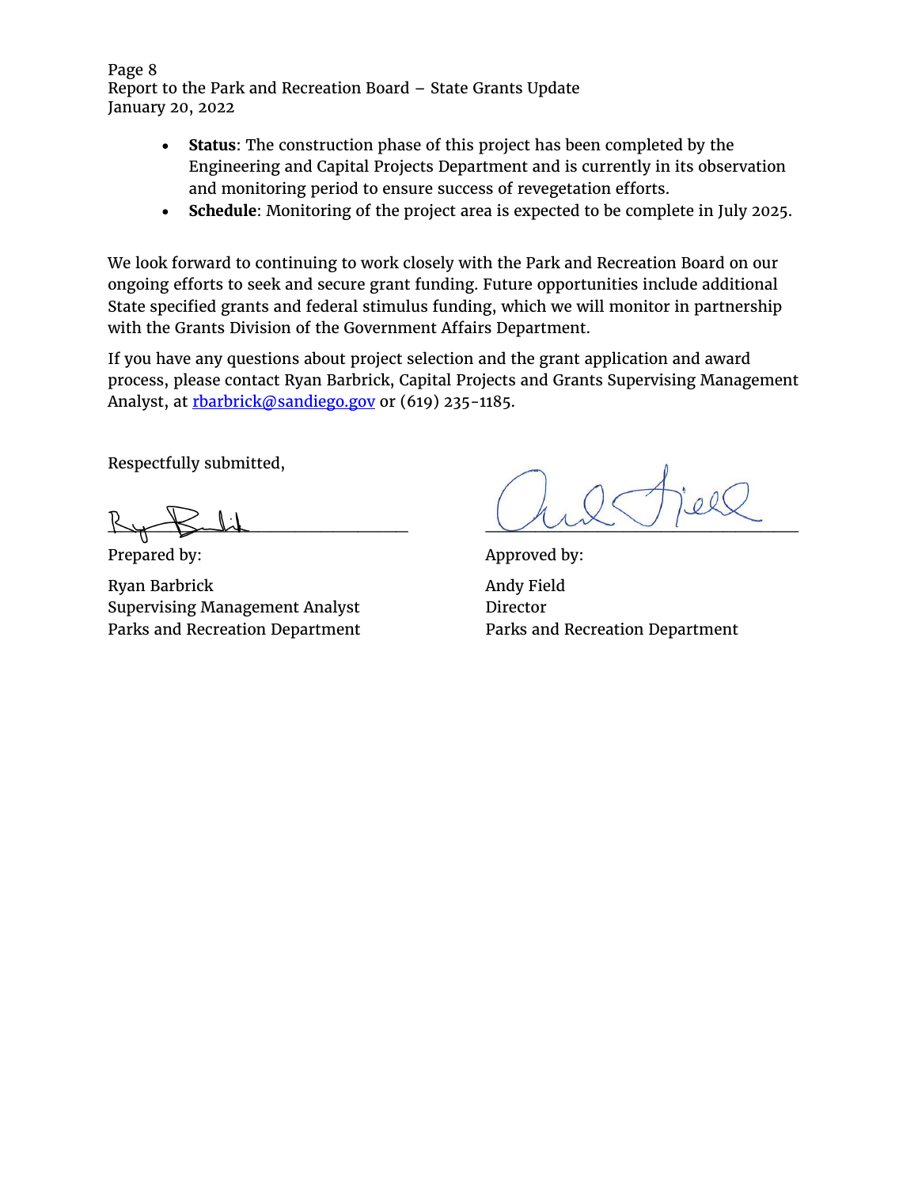- **Status**: The construction phase of this project has been completed by the Engineering and Capital Projects Department and is currently in its observation and monitoring period to ensure success of revegetation efforts.
- **Schedule**: Monitoring of the project area is expected to be complete in July 2025.

We look forward to continuing to work closely with the Park and Recreation Board on our ongoing efforts to seek and secure grant funding. Future opportunities include additional State specified grants and federal stimulus funding, which we will monitor in partnership with the Grants Division of the Government Affairs Department.

If you have any questions about project selection and the grant application and award process, please contact Ryan Barbrick, Capital Projects and Grants Supervising Management Analyst, at rbarbrick@sandiego.gov or (619) 235-1185.

Respectfully submitted,

Prepared by:

Ryan Barbrick
Supervising Management Analyst
Parks and Recreation Department

Approved by:

Andy Field
Director
Parks and Recreation Department